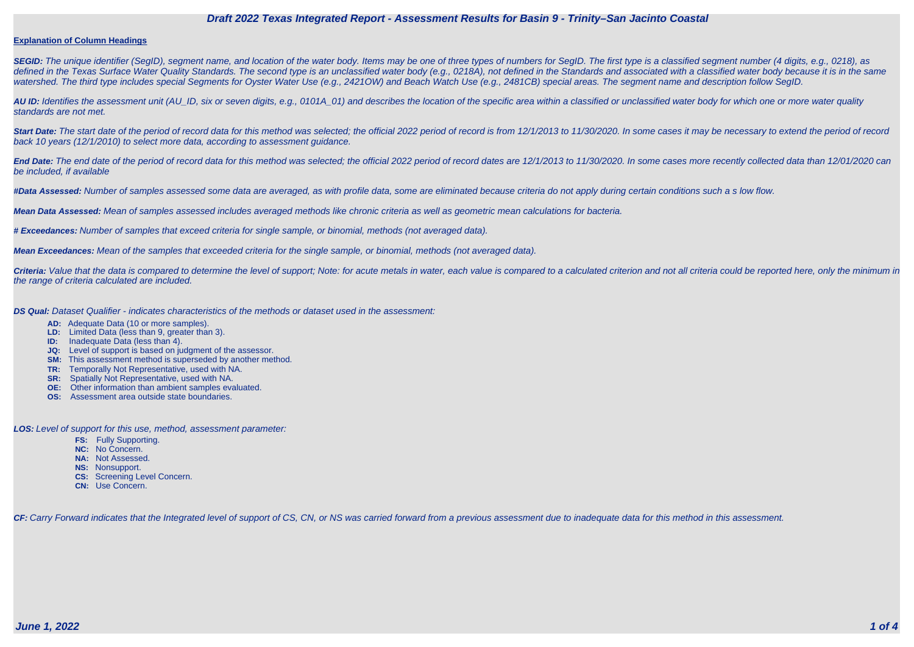# Draft 2022 Texas Integrated Report - Assessment Results for Basin 9 - Trinity–San Jacinto Coastal

**Explanation of Column Headings**

***SEGID:*** *The unique identifier (SegID), segment name, and location of the water body. Items may be one of three types of numbers for SegID. The first type is a classified segment number (4 digits, e.g., 0218), as defined in the Texas Surface Water Quality Standards. The second type is an unclassified water body (e.g., 0218A), not defined in the Standards and associated with a classified water body because it is in the same watershed. The third type includes special Segments for Oyster Water Use (e.g., 2421OW) and Beach Watch Use (e.g., 2481CB) special areas. The segment name and description follow SegID.*

***AU ID:*** *Identifies the assessment unit (AU_ID, six or seven digits, e.g., 0101A_01) and describes the location of the specific area within a classified or unclassified water body for which one or more water quality standards are not met.*

***Start Date:*** *The start date of the period of record data for this method was selected; the official 2022 period of record is from 12/1/2013 to 11/30/2020. In some cases it may be necessary to extend the period of record back 10 years (12/1/2010) to select more data, according to assessment guidance.*

***End Date:*** *The end date of the period of record data for this method was selected; the official 2022 period of record dates are 12/1/2013 to 11/30/2020. In some cases more recently collected data than 12/01/2020 can be included, if available*

***#Data Assessed:*** *Number of samples assessed some data are averaged, as with profile data, some are eliminated because criteria do not apply during certain conditions such a s low flow.*

***Mean Data Assessed:*** *Mean of samples assessed includes averaged methods like chronic criteria as well as geometric mean calculations for bacteria.*

***# Exceedances:*** *Number of samples that exceed criteria for single sample, or binomial, methods (not averaged data).*

***Mean Exceedances:*** *Mean of the samples that exceeded criteria for the single sample, or binomial, methods (not averaged data).*

***Criteria:*** *Value that the data is compared to determine the level of support; Note: for acute metals in water, each value is compared to a calculated criterion and not all criteria could be reported here, only the minimum in the range of criteria calculated are included.*

***DS Qual:*** *Dataset Qualifier - indicates characteristics of the methods or dataset used in the assessment:*

- **AD:** Adequate Data (10 or more samples).
- **LD:** Limited Data (less than 9, greater than 3).
- **ID:** Inadequate Data (less than 4).
- **JQ:** Level of support is based on judgment of the assessor.
- **SM:** This assessment method is superseded by another method.
- **TR:** Temporally Not Representative, used with NA.
- **SR:** Spatially Not Representative, used with NA.
- **OE:** Other information than ambient samples evaluated.
- **OS:** Assessment area outside state boundaries.

***LOS:*** *Level of support for this use, method, assessment parameter:*

- **FS:** Fully Supporting.
- **NC:** No Concern.
- **NA:** Not Assessed.
- **NS:** Nonsupport.
- **CS:** Screening Level Concern.
- **CN:** Use Concern.

***CF:*** *Carry Forward indicates that the Integrated level of support of CS, CN, or NS was carried forward from a previous assessment due to inadequate data for this method in this assessment.*

***June 1, 2022***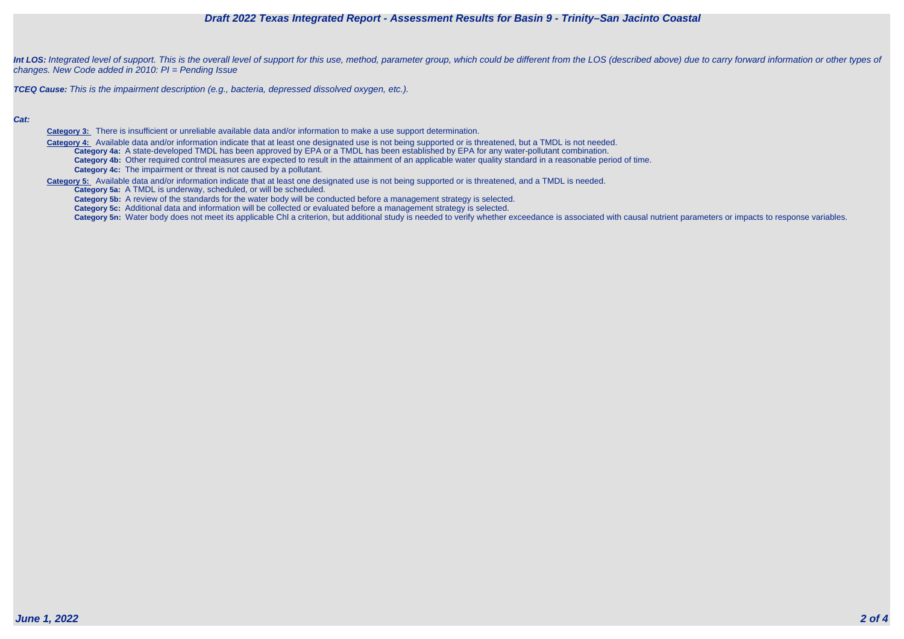***Int LOS:*** *Integrated level of support. This is the overall level of support for this use, method, parameter group, which could be different from the LOS (described above) due to carry forward information or other types of changes. New Code added in 2010: PI = Pending Issue*

***TCEQ Cause:*** *This is the impairment description (e.g., bacteria, depressed dissolved oxygen, etc.).*

***Cat:***

- **Category 3:** There is insufficient or unreliable available data and/or information to make a use support determination.
- **Category 4:** Available data and/or information indicate that at least one designated use is not being supported or is threatened, but a TMDL is not needed.
  - **Category 4a:** A state-developed TMDL has been approved by EPA or a TMDL has been established by EPA for any water-pollutant combination.
  - **Category 4b:** Other required control measures are expected to result in the attainment of an applicable water quality standard in a reasonable period of time.
  - **Category 4c:** The impairment or threat is not caused by a pollutant.
- **Category 5:** Available data and/or information indicate that at least one designated use is not being supported or is threatened, and a TMDL is needed.
  - **Category 5a:** A TMDL is underway, scheduled, or will be scheduled.
  - **Category 5b:** A review of the standards for the water body will be conducted before a management strategy is selected.
  - **Category 5c:** Additional data and information will be collected or evaluated before a management strategy is selected.
  - **Category 5n:** Water body does not meet its applicable Chl a criterion, but additional study is needed to verify whether exceedance is associated with causal nutrient parameters or impacts to response variables.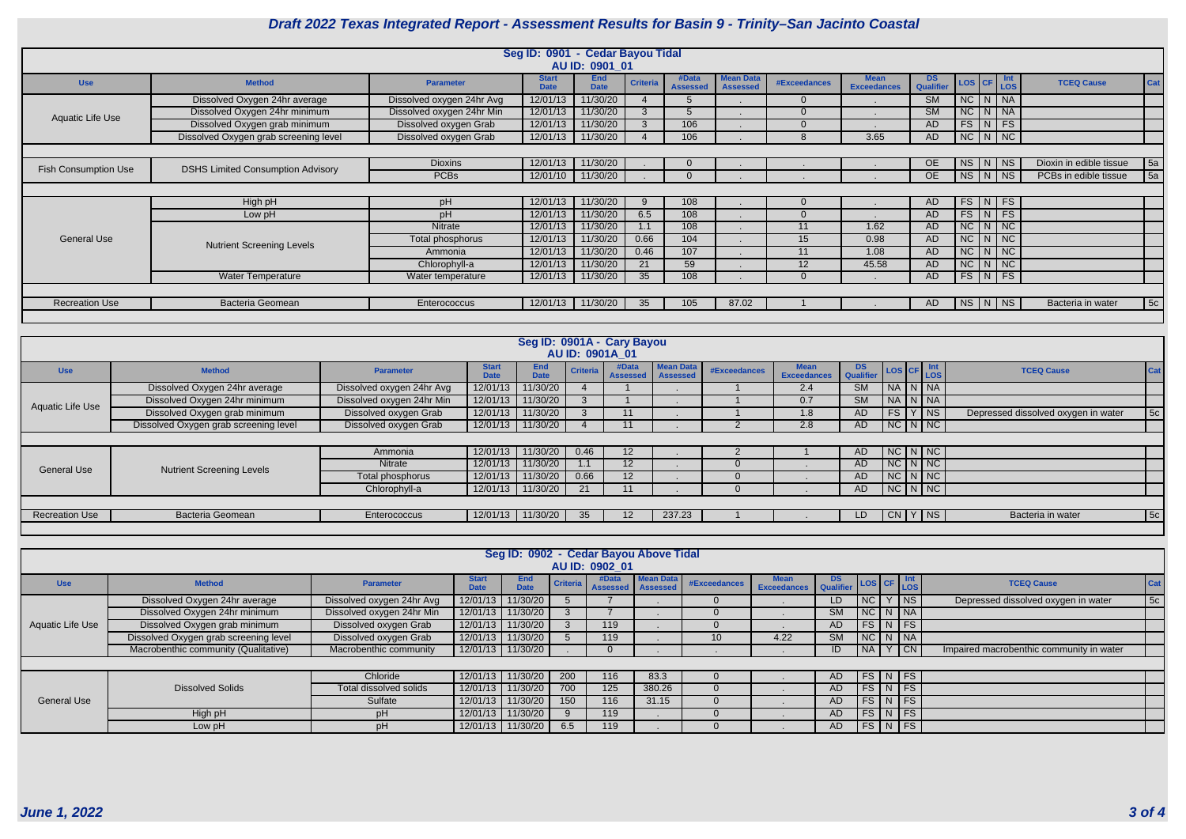## Draft 2022 Texas Integrated Report - Assessment Results for Basin 9 - Trinity–San Jacinto Coastal

### Seg ID: 0901 - Cedar Bayou Tidal

AU ID: 0901_01

| Use | Method | Parameter | Start Date | End Date | Criteria | #Data Assessed | Mean Data Assessed | #Exceedances | Mean Exceedances | DS Qualifier | LOS | CF | Int LOS | TCEQ Cause | Cat |
|---|---|---|---|---|---|---|---|---|---|---|---|---|---|---|---|
| Aquatic Life Use | Dissolved Oxygen 24hr average | Dissolved oxygen 24hr Avg | 12/01/13 | 11/30/20 | 4 | 5 | . | 0 | . | SM | NC | N | NA | | |
| | Dissolved Oxygen 24hr minimum | Dissolved oxygen 24hr Min | 12/01/13 | 11/30/20 | 3 | 5 | . | 0 | . | SM | NC | N | NA | | |
| | Dissolved Oxygen grab minimum | Dissolved oxygen Grab | 12/01/13 | 11/30/20 | 3 | 106 | . | 0 | . | AD | FS | N | FS | | |
| | Dissolved Oxygen grab screening level | Dissolved oxygen Grab | 12/01/13 | 11/30/20 | 4 | 106 | . | 8 | 3.65 | AD | NC | N | NC | | |
| Fish Consumption Use | DSHS Limited Consumption Advisory | Dioxins | 12/01/13 | 11/30/20 | . | 0 | . | . | . | OE | NS | N | NS | Dioxin in edible tissue | 5a |
| | | PCBs | 12/01/10 | 11/30/20 | . | 0 | . | . | . | OE | NS | N | NS | PCBs in edible tissue | 5a |
| General Use | High pH | pH | 12/01/13 | 11/30/20 | 9 | 108 | . | 0 | . | AD | FS | N | FS | | |
| | Low pH | pH | 12/01/13 | 11/30/20 | 6.5 | 108 | . | 0 | . | AD | FS | N | FS | | |
| | Nutrient Screening Levels | Nitrate | 12/01/13 | 11/30/20 | 1.1 | 108 | . | 11 | 1.62 | AD | NC | N | NC | | |
| | | Total phosphorus | 12/01/13 | 11/30/20 | 0.66 | 104 | . | 15 | 0.98 | AD | NC | N | NC | | |
| | | Ammonia | 12/01/13 | 11/30/20 | 0.46 | 107 | . | 11 | 1.08 | AD | NC | N | NC | | |
| | | Chlorophyll-a | 12/01/13 | 11/30/20 | 21 | 59 | . | 12 | 45.58 | AD | NC | N | NC | | |
| | Water Temperature | Water temperature | 12/01/13 | 11/30/20 | 35 | 108 | . | 0 | . | AD | FS | N | FS | | |
| Recreation Use | Bacteria Geomean | Enterococcus | 12/01/13 | 11/30/20 | 35 | 105 | 87.02 | 1 | . | AD | NS | N | NS | Bacteria in water | 5c |

### Seg ID: 0901A - Cary Bayou

AU ID: 0901A_01

| Use | Method | Parameter | Start Date | End Date | Criteria | #Data Assessed | Mean Data Assessed | #Exceedances | Mean Exceedances | DS Qualifier | LOS | CF | Int LOS | TCEQ Cause | Cat |
|---|---|---|---|---|---|---|---|---|---|---|---|---|---|---|---|
| Aquatic Life Use | Dissolved Oxygen 24hr average | Dissolved oxygen 24hr Avg | 12/01/13 | 11/30/20 | 4 | 1 | . | 1 | 2.4 | SM | NA | N | NA | | |
| | Dissolved Oxygen 24hr minimum | Dissolved oxygen 24hr Min | 12/01/13 | 11/30/20 | 3 | 1 | . | 1 | 0.7 | SM | NA | N | NA | | |
| | Dissolved Oxygen grab minimum | Dissolved oxygen Grab | 12/01/13 | 11/30/20 | 3 | 11 | . | 1 | 1.8 | AD | FS | Y | NS | Depressed dissolved oxygen in water | 5c |
| | Dissolved Oxygen grab screening level | Dissolved oxygen Grab | 12/01/13 | 11/30/20 | 4 | 11 | . | 2 | 2.8 | AD | NC | N | NC | | |
| General Use | Nutrient Screening Levels | Ammonia | 12/01/13 | 11/30/20 | 0.46 | 12 | . | 2 | 1 | AD | NC | N | NC | | |
| | | Nitrate | 12/01/13 | 11/30/20 | 1.1 | 12 | . | 0 | . | AD | NC | N | NC | | |
| | | Total phosphorus | 12/01/13 | 11/30/20 | 0.66 | 12 | . | 0 | . | AD | NC | N | NC | | |
| | | Chlorophyll-a | 12/01/13 | 11/30/20 | 21 | 11 | . | 0 | . | AD | NC | N | NC | | |
| Recreation Use | Bacteria Geomean | Enterococcus | 12/01/13 | 11/30/20 | 35 | 12 | 237.23 | 1 | . | LD | CN | Y | NS | Bacteria in water | 5c |

### Seg ID: 0902 - Cedar Bayou Above Tidal

AU ID: 0902_01

| Use | Method | Parameter | Start Date | End Date | Criteria | #Data Assessed | Mean Data Assessed | #Exceedances | Mean Exceedances | DS Qualifier | LOS | CF | Int LOS | TCEQ Cause | Cat |
|---|---|---|---|---|---|---|---|---|---|---|---|---|---|---|---|
| Aquatic Life Use | Dissolved Oxygen 24hr average | Dissolved oxygen 24hr Avg | 12/01/13 | 11/30/20 | 5 | 7 | . | 0 | . | LD | NC | Y | NS | Depressed dissolved oxygen in water | 5c |
| | Dissolved Oxygen 24hr minimum | Dissolved oxygen 24hr Min | 12/01/13 | 11/30/20 | 3 | 7 | . | 0 | . | SM | NC | N | NA | | |
| | Dissolved Oxygen grab minimum | Dissolved oxygen Grab | 12/01/13 | 11/30/20 | 3 | 119 | . | 0 | . | AD | FS | N | FS | | |
| | Dissolved Oxygen grab screening level | Dissolved oxygen Grab | 12/01/13 | 11/30/20 | 5 | 119 | . | 10 | 4.22 | SM | NC | N | NA | | |
| | Macrobenthic community (Qualitative) | Macrobenthic community | 12/01/13 | 11/30/20 | . | 0 | . | . | . | ID | NA | Y | CN | Impaired macrobenthic community in water | |
| General Use | Dissolved Solids | Chloride | 12/01/13 | 11/30/20 | 200 | 116 | 83.3 | 0 | . | AD | FS | N | FS | | |
| | | Total dissolved solids | 12/01/13 | 11/30/20 | 700 | 125 | 380.26 | 0 | . | AD | FS | N | FS | | |
| | | Sulfate | 12/01/13 | 11/30/20 | 150 | 116 | 31.15 | 0 | . | AD | FS | N | FS | | |
| | High pH | pH | 12/01/13 | 11/30/20 | 9 | 119 | . | 0 | . | AD | FS | N | FS | | |
| | Low pH | pH | 12/01/13 | 11/30/20 | 6.5 | 119 | . | 0 | . | AD | FS | N | FS | | |

*June 1, 2022*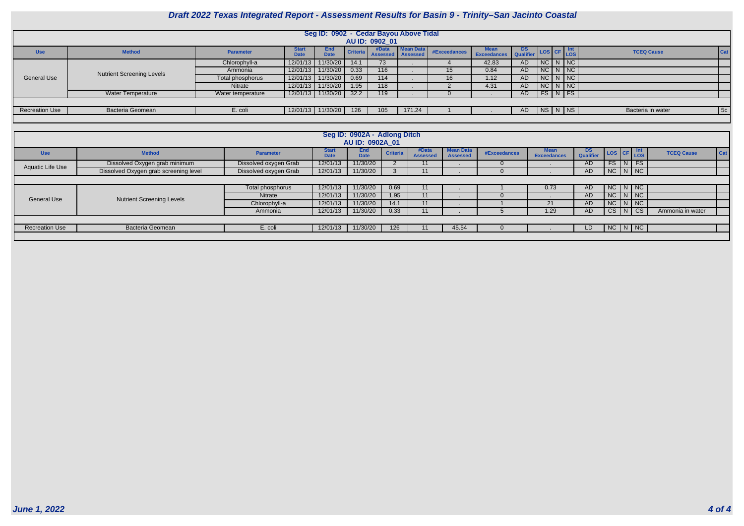# Draft 2022 Texas Integrated Report - Assessment Results for Basin 9 - Trinity–San Jacinto Coastal

## Seg ID: 0902 - Cedar Bayou Above Tidal

### AU ID: 0902_01

| Use | Method | Parameter | Start Date | End Date | Criteria | #Data Assessed | Mean Data Assessed | #Exceedances | Mean Exceedances | DS Qualifier | LOS | CF | Int LOS | TCEQ Cause | Cat |
|---|---|---|---|---|---|---|---|---|---|---|---|---|---|---|---|
| General Use | Nutrient Screening Levels | Chlorophyll-a | 12/01/13 | 11/30/20 | 14.1 | 73 | . | 4 | 42.83 | AD | NC | N | NC | | |
| | | Ammonia | 12/01/13 | 11/30/20 | 0.33 | 116 | . | 15 | 0.84 | AD | NC | N | NC | | |
| | | Total phosphorus | 12/01/13 | 11/30/20 | 0.69 | 114 | . | 16 | 1.12 | AD | NC | N | NC | | |
| | | Nitrate | 12/01/13 | 11/30/20 | 1.95 | 118 | . | 2 | 4.31 | AD | NC | N | NC | | |
| | Water Temperature | Water temperature | 12/01/13 | 11/30/20 | 32.2 | 119 | . | 0 | . | AD | FS | N | FS | | |
| Recreation Use | Bacteria Geomean | E. coli | 12/01/13 | 11/30/20 | 126 | 105 | 171.24 | 1 | . | AD | NS | N | NS | Bacteria in water | 5c |

## Seg ID: 0902A - Adlong Ditch

### AU ID: 0902A_01

| Use | Method | Parameter | Start Date | End Date | Criteria | #Data Assessed | Mean Data Assessed | #Exceedances | Mean Exceedances | DS Qualifier | LOS | CF | Int LOS | TCEQ Cause | Cat |
|---|---|---|---|---|---|---|---|---|---|---|---|---|---|---|---|
| Aquatic Life Use | Dissolved Oxygen grab minimum | Dissolved oxygen Grab | 12/01/13 | 11/30/20 | 2 | 11 | . | 0 | . | AD | FS | N | FS | | |
| | Dissolved Oxygen grab screening level | Dissolved oxygen Grab | 12/01/13 | 11/30/20 | 3 | 11 | . | 0 | . | AD | NC | N | NC | | |
| General Use | Nutrient Screening Levels | Total phosphorus | 12/01/13 | 11/30/20 | 0.69 | 11 | . | 1 | 0.73 | AD | NC | N | NC | | |
| | | Nitrate | 12/01/13 | 11/30/20 | 1.95 | 11 | . | 0 | . | AD | NC | N | NC | | |
| | | Chlorophyll-a | 12/01/13 | 11/30/20 | 14.1 | 11 | . | 1 | 21 | AD | NC | N | NC | | |
| | | Ammonia | 12/01/13 | 11/30/20 | 0.33 | 11 | . | 5 | 1.29 | AD | CS | N | CS | Ammonia in water | |
| Recreation Use | Bacteria Geomean | E. coli | 12/01/13 | 11/30/20 | 126 | 11 | 45.54 | 0 | . | LD | NC | N | NC | | |

*June 1, 2022*